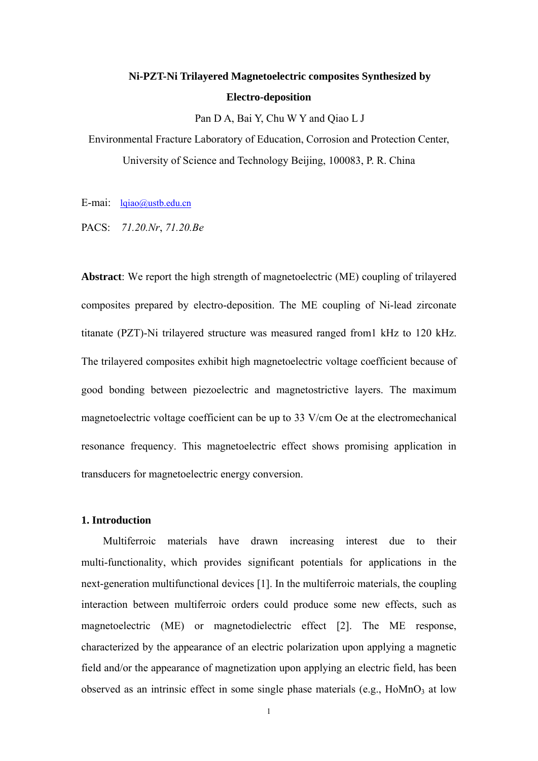# Ni-PZT-Ni Trilayered Magnetoelectric composites Synthesized by Electro-deposition

Pan D A, Bai Y, Chu W Y and Qiao L J

Environmental Fracture Laboratory of Education, Corrosion and Protection Center, University of Science and Technology Beijing, 100083, P. R. China

E-mai: lqiao@ustb.edu.cn

PACS: *71.20.Nr*, *71.20.Be*

**Abstract**: We report the high strength of magnetoelectric (ME) coupling of trilayered composites prepared by electro-deposition. The ME coupling of Ni-lead zirconate titanate (PZT)-Ni trilayered structure was measured ranged from1 kHz to 120 kHz. The trilayered composites exhibit high magnetoelectric voltage coefficient because of good bonding between piezoelectric and magnetostrictive layers. The maximum magnetoelectric voltage coefficient can be up to 33 V/cm Oe at the electromechanical resonance frequency. This magnetoelectric effect shows promising application in transducers for magnetoelectric energy conversion.

## 1. Introduction

Multiferroic materials have drawn increasing interest due to their multi-functionality, which provides significant potentials for applications in the next-generation multifunctional devices [1]. In the multiferroic materials, the coupling interaction between multiferroic orders could produce some new effects, such as magnetoelectric (ME) or magnetodielectric effect [2]. The ME response, characterized by the appearance of an electric polarization upon applying a magnetic field and/or the appearance of magnetization upon applying an electric field, has been observed as an intrinsic effect in some single phase materials (e.g., $HoMnO_3$ at low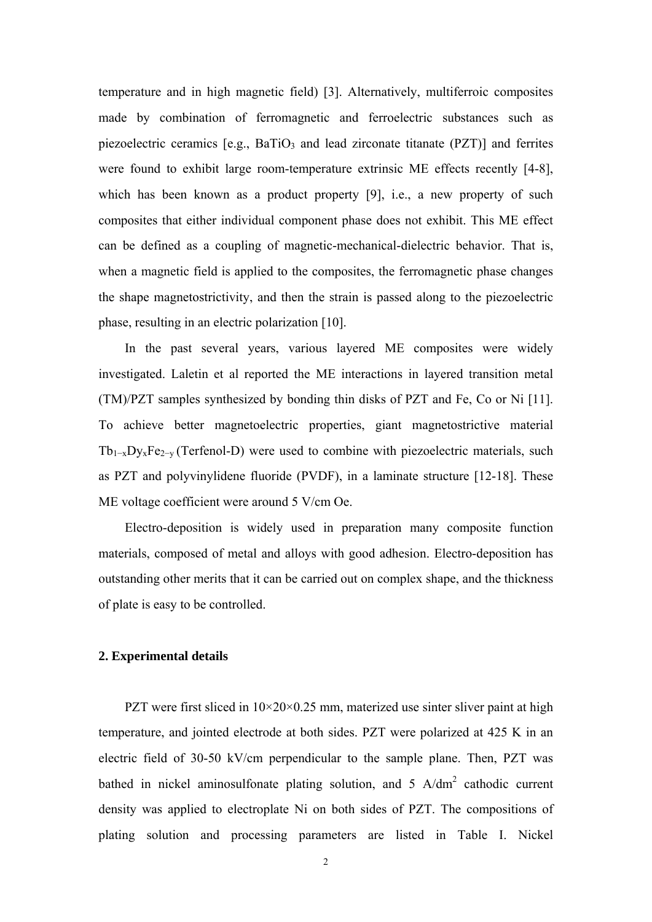temperature and in high magnetic field) [3]. Alternatively, multiferroic composites made by combination of ferromagnetic and ferroelectric substances such as piezoelectric ceramics [e.g., $BaTiO_3$ and lead zirconate titanate (PZT)] and ferrites were found to exhibit large room-temperature extrinsic ME effects recently [4-8], which has been known as a product property [9], i.e., a new property of such composites that either individual component phase does not exhibit. This ME effect can be defined as a coupling of magnetic-mechanical-dielectric behavior. That is, when a magnetic field is applied to the composites, the ferromagnetic phase changes the shape magnetostrictivity, and then the strain is passed along to the piezoelectric phase, resulting in an electric polarization [10].

In the past several years, various layered ME composites were widely investigated. Laletin et al reported the ME interactions in layered transition metal (TM)/PZT samples synthesized by bonding thin disks of PZT and Fe, Co or Ni [11]. To achieve better magnetoelectric properties, giant magnetostrictive material $Tb_{1-x}Dy_xFe_{2-y}$ (Terfenol-D) were used to combine with piezoelectric materials, such as PZT and polyvinylidene fluoride (PVDF), in a laminate structure [12-18]. These ME voltage coefficient were around 5 V/cm Oe.

Electro-deposition is widely used in preparation many composite function materials, composed of metal and alloys with good adhesion. Electro-deposition has outstanding other merits that it can be carried out on complex shape, and the thickness of plate is easy to be controlled.

## 2. Experimental details

PZT were first sliced in 10×20×0.25 mm, materized use sinter sliver paint at high temperature, and jointed electrode at both sides. PZT were polarized at 425 K in an electric field of 30-50 kV/cm perpendicular to the sample plane. Then, PZT was bathed in nickel aminosulfonate plating solution, and 5 A/dm$^2$ cathodic current density was applied to electroplate Ni on both sides of PZT. The compositions of plating solution and processing parameters are listed in Table I. Nickel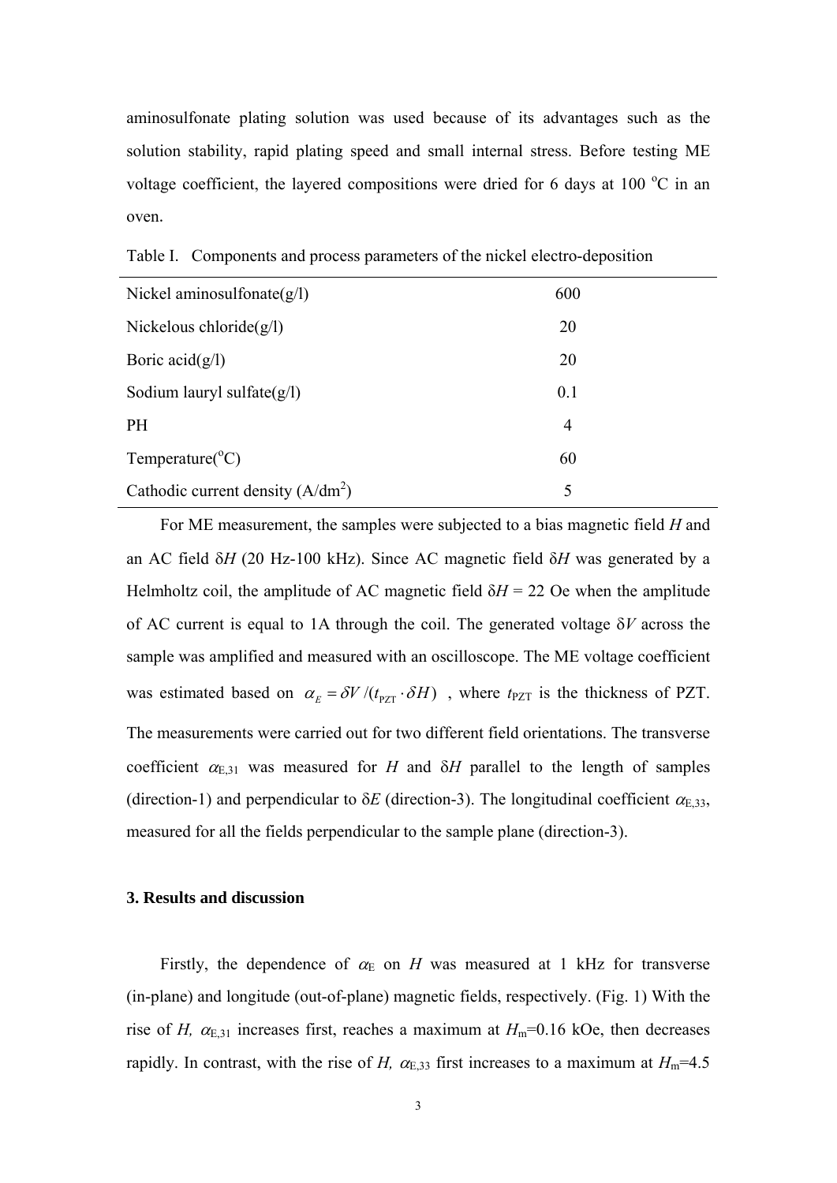aminosulfonate plating solution was used because of its advantages such as the solution stability, rapid plating speed and small internal stress. Before testing ME voltage coefficient, the layered compositions were dried for 6 days at 100 $^{o}$C in an oven.

Table I. Components and process parameters of the nickel electro-deposition

| | |
|---|---|
| Nickel aminosulfonate(g/l) | 600 |
| Nickelous chloride(g/l) | 20 |
| Boric acid(g/l) | 20 |
| Sodium lauryl sulfate(g/l) | 0.1 |
| PH | 4 |
| Temperature($^{o}$C) | 60 |
| Cathodic current density (A/dm$^{2}$) | 5 |

For ME measurement, the samples were subjected to a bias magnetic field $H$ and an AC field $\delta H$ (20 Hz-100 kHz). Since AC magnetic field $\delta H$ was generated by a Helmholtz coil, the amplitude of AC magnetic field $\delta H$ = 22 Oe when the amplitude of AC current is equal to 1A through the coil. The generated voltage $\delta V$ across the sample was amplified and measured with an oscilloscope. The ME voltage coefficient was estimated based on $\alpha_E = \delta V / (t_{\mathrm{PZT}} \cdot \delta H)$ , where $t_{\mathrm{PZT}}$ is the thickness of PZT. The measurements were carried out for two different field orientations. The transverse coefficient $\alpha_{\mathrm{E,31}}$ was measured for $H$ and $\delta H$ parallel to the length of samples (direction-1) and perpendicular to $\delta E$ (direction-3). The longitudinal coefficient $\alpha_{\mathrm{E,33}}$, measured for all the fields perpendicular to the sample plane (direction-3).

### 3. Results and discussion

Firstly, the dependence of $\alpha_{\mathrm{E}}$ on $H$ was measured at 1 kHz for transverse (in-plane) and longitude (out-of-plane) magnetic fields, respectively. (Fig. 1) With the rise of $H$, $\alpha_{\mathrm{E,31}}$ increases first, reaches a maximum at $H_{\mathrm{m}}$=0.16 kOe, then decreases rapidly. In contrast, with the rise of $H$, $\alpha_{\mathrm{E,33}}$ first increases to a maximum at $H_{\mathrm{m}}$=4.5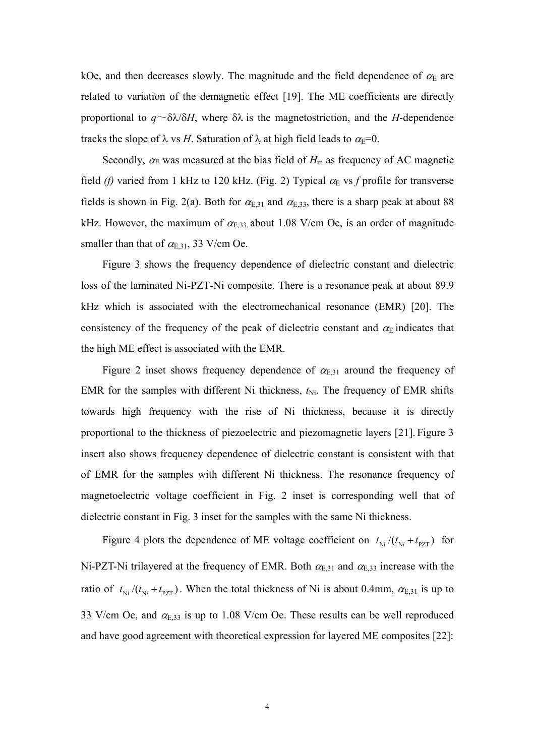kOe, and then decreases slowly. The magnitude and the field dependence of $\alpha_E$ are related to variation of the demagnetic effect [19]. The ME coefficients are directly proportional to $q \sim \delta\lambda/\delta H$, where $\delta\lambda$ is the magnetostriction, and the $H$-dependence tracks the slope of $\lambda$ vs $H$. Saturation of $\lambda$ at high field leads to $\alpha_E$=0.

Secondly, $\alpha_E$ was measured at the bias field of $H_m$ as frequency of AC magnetic field *(f)* varied from 1 kHz to 120 kHz. (Fig. 2) Typical $\alpha_E$ vs $f$ profile for transverse fields is shown in Fig. 2(a). Both for $\alpha_{E,31}$ and $\alpha_{E,33}$, there is a sharp peak at about 88 kHz. However, the maximum of $\alpha_{E,33}$, about 1.08 V/cm Oe, is an order of magnitude smaller than that of $\alpha_{E,31}$, 33 V/cm Oe.

Figure 3 shows the frequency dependence of dielectric constant and dielectric loss of the laminated Ni-PZT-Ni composite. There is a resonance peak at about 89.9 kHz which is associated with the electromechanical resonance (EMR) [20]. The consistency of the frequency of the peak of dielectric constant and $\alpha_E$ indicates that the high ME effect is associated with the EMR.

Figure 2 inset shows frequency dependence of $\alpha_{E,31}$ around the frequency of EMR for the samples with different Ni thickness, $t_{Ni}$. The frequency of EMR shifts towards high frequency with the rise of Ni thickness, because it is directly proportional to the thickness of piezoelectric and piezomagnetic layers [21]. Figure 3 insert also shows frequency dependence of dielectric constant is consistent with that of EMR for the samples with different Ni thickness. The resonance frequency of magnetoelectric voltage coefficient in Fig. 2 inset is corresponding well that of dielectric constant in Fig. 3 inset for the samples with the same Ni thickness.

Figure 4 plots the dependence of ME voltage coefficient on $t_{Ni}/(t_{Ni}+t_{PZT})$ for Ni-PZT-Ni trilayered at the frequency of EMR. Both $\alpha_{E,31}$ and $\alpha_{E,33}$ increase with the ratio of $t_{Ni}/(t_{Ni}+t_{PZT})$. When the total thickness of Ni is about 0.4mm, $\alpha_{E,31}$ is up to 33 V/cm Oe, and $\alpha_{E,33}$ is up to 1.08 V/cm Oe. These results can be well reproduced and have good agreement with theoretical expression for layered ME composites [22]: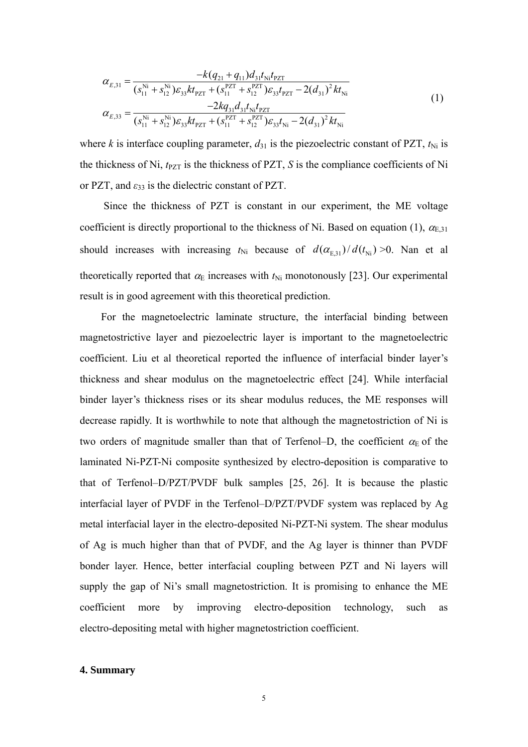$$
\begin{aligned}
\alpha_{E,31} &= \frac{-k(q_{21}+q_{11})d_{31}t_{\mathrm{Ni}}t_{\mathrm{PZT}}}{(s_{11}^{\mathrm{Ni}}+s_{12}^{\mathrm{Ni}})\varepsilon_{33}kt_{\mathrm{PZT}}+(s_{11}^{\mathrm{PZT}}+s_{12}^{\mathrm{PZT}})\varepsilon_{33}t_{\mathrm{PZT}}-2(d_{31})^{2}kt_{\mathrm{Ni}}} \\
\alpha_{E,33} &= \frac{-2kq_{31}d_{31}t_{\mathrm{Ni}}t_{\mathrm{PZT}}}{(s_{11}^{\mathrm{Ni}}+s_{12}^{\mathrm{Ni}})\varepsilon_{33}kt_{\mathrm{PZT}}+(s_{11}^{\mathrm{PZT}}+s_{12}^{\mathrm{PZT}})\varepsilon_{33}t_{\mathrm{Ni}}-2(d_{31})^{2}kt_{\mathrm{Ni}}}
\end{aligned}
\qquad (1)
$$

where $k$ is interface coupling parameter, $d_{31}$ is the piezoelectric constant of PZT, $t_{\mathrm{Ni}}$ is the thickness of Ni, $t_{\mathrm{PZT}}$ is the thickness of PZT, $S$ is the compliance coefficients of Ni or PZT, and $\varepsilon_{33}$ is the dielectric constant of PZT.

Since the thickness of PZT is constant in our experiment, the ME voltage coefficient is directly proportional to the thickness of Ni. Based on equation (1), $\alpha_{\mathrm{E},31}$ should increases with increasing $t_{\mathrm{Ni}}$ because of $d(\alpha_{\mathrm{E},31})/d(t_{\mathrm{Ni}}) > 0$. Nan et al theoretically reported that $\alpha_{\mathrm{E}}$ increases with $t_{\mathrm{Ni}}$ monotonously [23]. Our experimental result is in good agreement with this theoretical prediction.

For the magnetoelectric laminate structure, the interfacial binding between magnetostrictive layer and piezoelectric layer is important to the magnetoelectric coefficient. Liu et al theoretical reported the influence of interfacial binder layer's thickness and shear modulus on the magnetoelectric effect [24]. While interfacial binder layer's thickness rises or its shear modulus reduces, the ME responses will decrease rapidly. It is worthwhile to note that although the magnetostriction of Ni is two orders of magnitude smaller than that of Terfenol–D, the coefficient $\alpha_{\mathrm{E}}$ of the laminated Ni-PZT-Ni composite synthesized by electro-deposition is comparative to that of Terfenol–D/PZT/PVDF bulk samples [25, 26]. It is because the plastic interfacial layer of PVDF in the Terfenol–D/PZT/PVDF system was replaced by Ag metal interfacial layer in the electro-deposited Ni-PZT-Ni system. The shear modulus of Ag is much higher than that of PVDF, and the Ag layer is thinner than PVDF bonder layer. Hence, better interfacial coupling between PZT and Ni layers will supply the gap of Ni's small magnetostriction. It is promising to enhance the ME coefficient more by improving electro-deposition technology, such as electro-depositing metal with higher magnetostriction coefficient.

## 4. Summary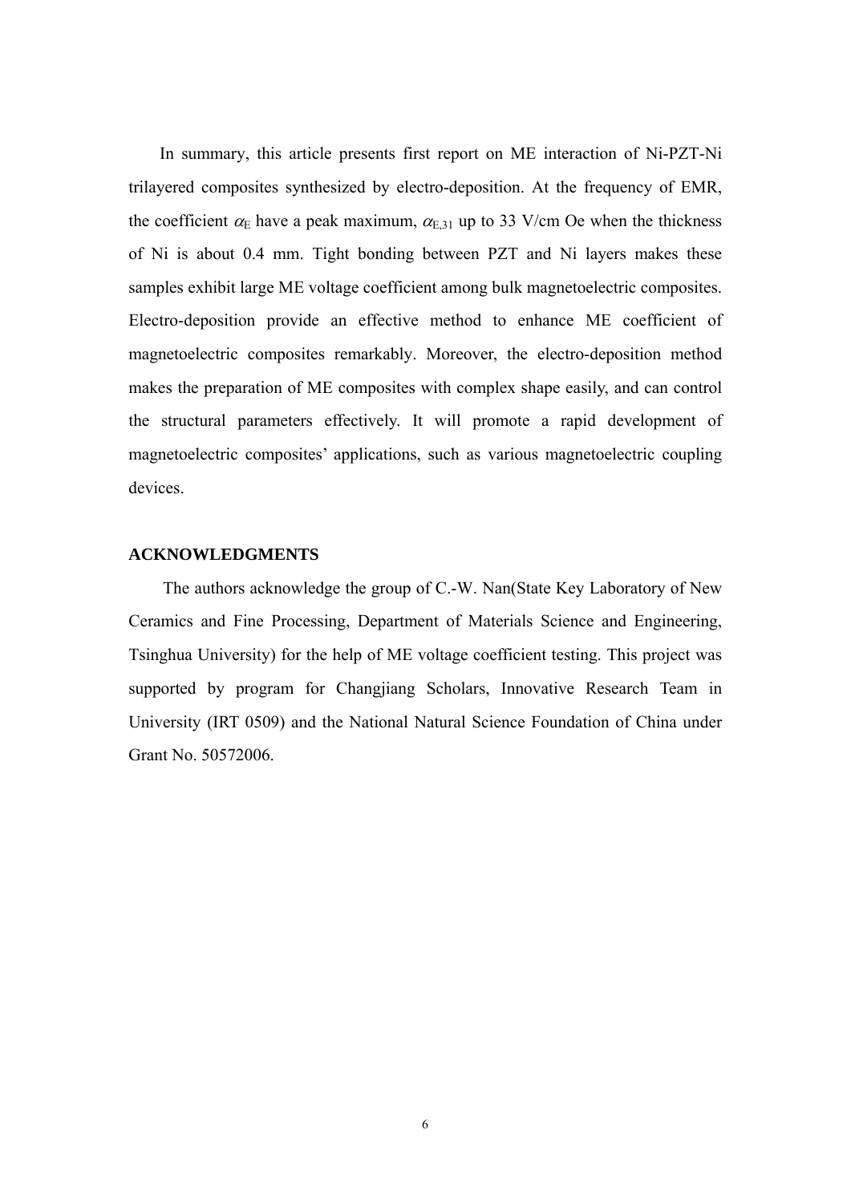In summary, this article presents first report on ME interaction of Ni-PZT-Ni trilayered composites synthesized by electro-deposition. At the frequency of EMR, the coefficient $\alpha_E$ have a peak maximum, $\alpha_{E,31}$ up to 33 V/cm Oe when the thickness of Ni is about 0.4 mm. Tight bonding between PZT and Ni layers makes these samples exhibit large ME voltage coefficient among bulk magnetoelectric composites. Electro-deposition provide an effective method to enhance ME coefficient of magnetoelectric composites remarkably. Moreover, the electro-deposition method makes the preparation of ME composites with complex shape easily, and can control the structural parameters effectively. It will promote a rapid development of magnetoelectric composites' applications, such as various magnetoelectric coupling devices.

**ACKNOWLEDGMENTS**

The authors acknowledge the group of C.-W. Nan(State Key Laboratory of New Ceramics and Fine Processing, Department of Materials Science and Engineering, Tsinghua University) for the help of ME voltage coefficient testing. This project was supported by program for Changjiang Scholars, Innovative Research Team in University (IRT 0509) and the National Natural Science Foundation of China under Grant No. 50572006.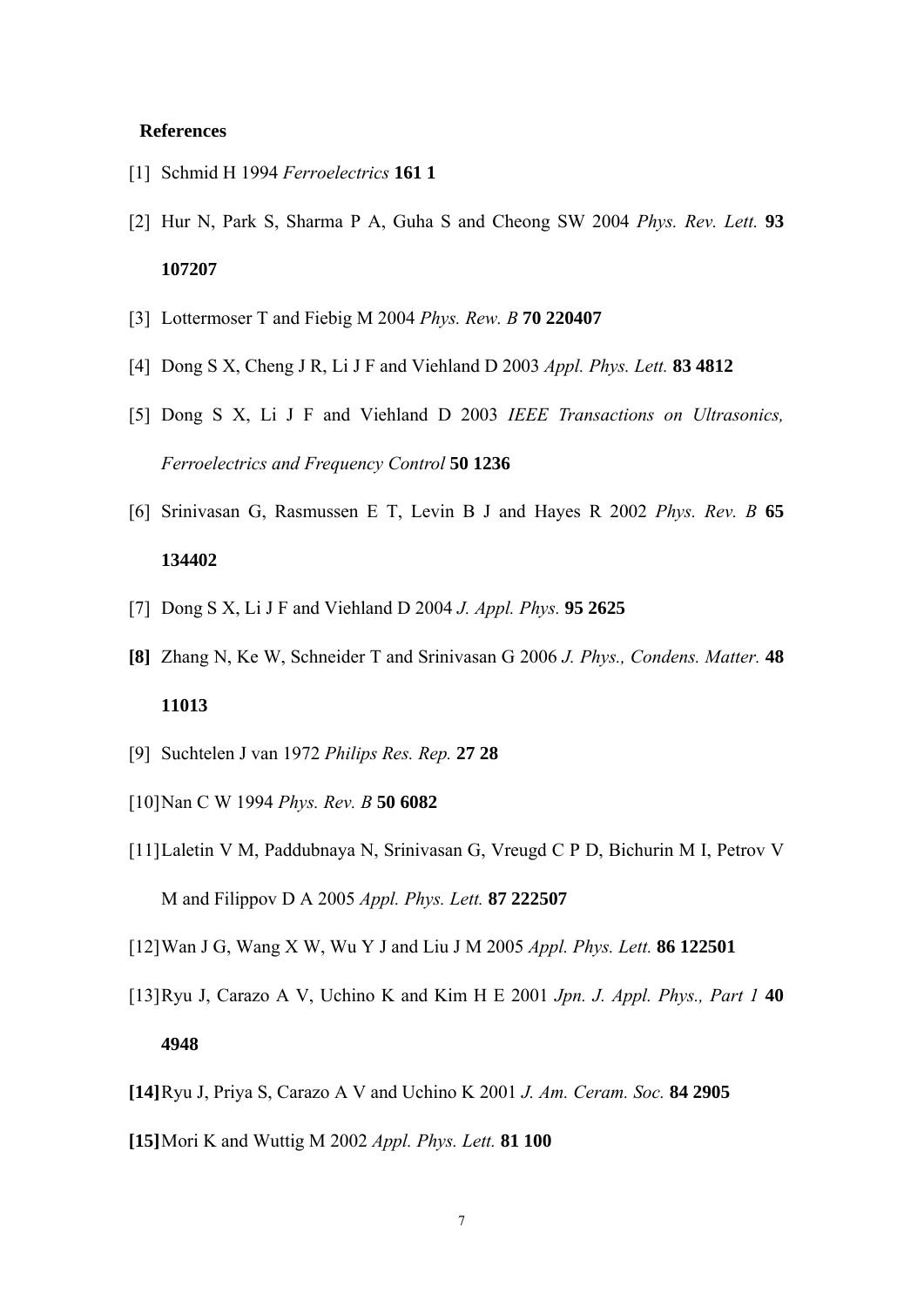**References**

[1] Schmid H 1994 *Ferroelectrics* **161 1**

[2] Hur N, Park S, Sharma P A, Guha S and Cheong SW 2004 *Phys. Rev. Lett.* **93 107207**

[3] Lottermoser T and Fiebig M 2004 *Phys. Rew. B* **70 220407**

[4] Dong S X, Cheng J R, Li J F and Viehland D 2003 *Appl. Phys. Lett.* **83 4812**

[5] Dong S X, Li J F and Viehland D 2003 *IEEE Transactions on Ultrasonics, Ferroelectrics and Frequency Control* **50 1236**

[6] Srinivasan G, Rasmussen E T, Levin B J and Hayes R 2002 *Phys. Rev. B* **65 134402**

[7] Dong S X, Li J F and Viehland D 2004 *J. Appl. Phys.* **95 2625**

**[8]** Zhang N, Ke W, Schneider T and Srinivasan G 2006 *J. Phys., Condens. Matter.* **48 11013**

[9] Suchtelen J van 1972 *Philips Res. Rep.* **27 28**

[10] Nan C W 1994 *Phys. Rev. B* **50 6082**

[11] Laletin V M, Paddubnaya N, Srinivasan G, Vreugd C P D, Bichurin M I, Petrov V M and Filippov D A 2005 *Appl. Phys. Lett.* **87 222507**

[12] Wan J G, Wang X W, Wu Y J and Liu J M 2005 *Appl. Phys. Lett.* **86 122501**

[13] Ryu J, Carazo A V, Uchino K and Kim H E 2001 *Jpn. J. Appl. Phys., Part 1* **40 4948**

**[14]** Ryu J, Priya S, Carazo A V and Uchino K 2001 *J. Am. Ceram. Soc.* **84 2905**

**[15]** Mori K and Wuttig M 2002 *Appl. Phys. Lett.* **81 100**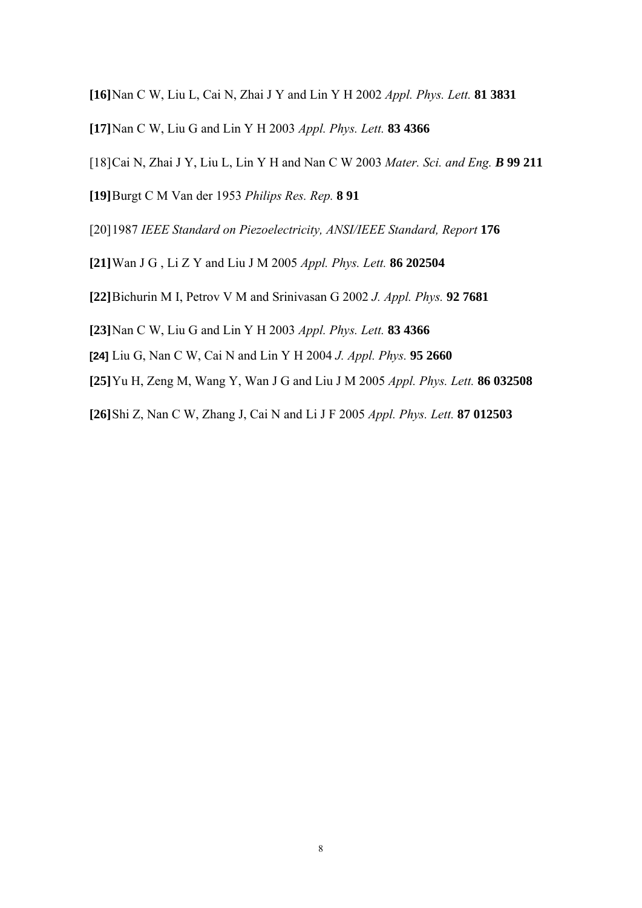**[16]** Nan C W, Liu L, Cai N, Zhai J Y and Lin Y H 2002 *Appl. Phys. Lett.* **81 3831**

**[17]** Nan C W, Liu G and Lin Y H 2003 *Appl. Phys. Lett.* **83 4366**

[18] Cai N, Zhai J Y, Liu L, Lin Y H and Nan C W 2003 *Mater. Sci. and Eng.* ***B*** **99 211**

**[19]** Burgt C M Van der 1953 *Philips Res. Rep.* **8 91**

[20] 1987 *IEEE Standard on Piezoelectricity, ANSI/IEEE Standard, Report* **176**

**[21]** Wan J G , Li Z Y and Liu J M 2005 *Appl. Phys. Lett.* **86 202504**

**[22]** Bichurin M I, Petrov V M and Srinivasan G 2002 *J. Appl. Phys.* **92 7681**

**[23]** Nan C W, Liu G and Lin Y H 2003 *Appl. Phys. Lett.* **83 4366**

**[24]** Liu G, Nan C W, Cai N and Lin Y H 2004 *J. Appl. Phys.* **95 2660**

**[25]** Yu H, Zeng M, Wang Y, Wan J G and Liu J M 2005 *Appl. Phys. Lett.* **86 032508**

**[26]** Shi Z, Nan C W, Zhang J, Cai N and Li J F 2005 *Appl. Phys. Lett.* **87 012503**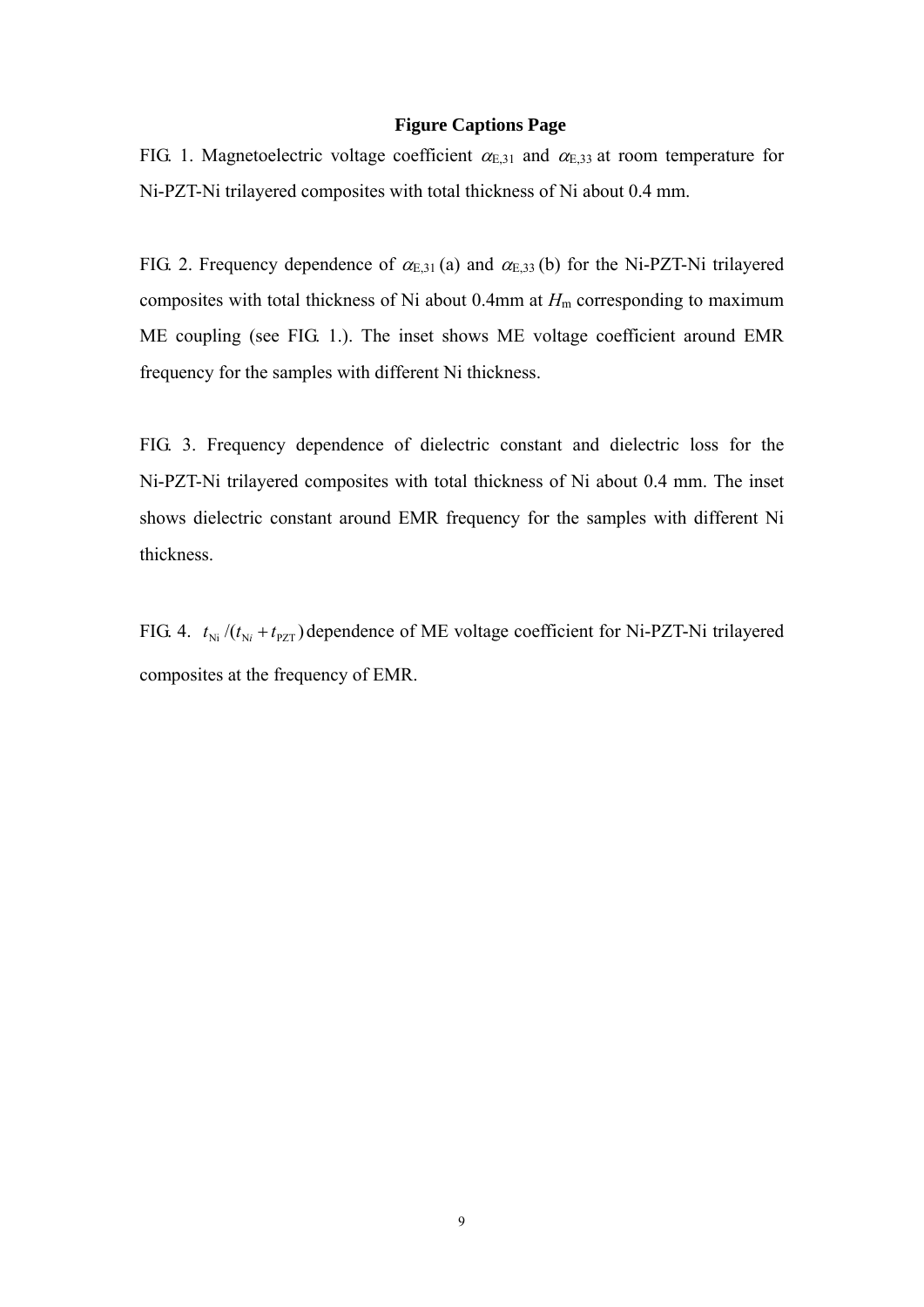**Figure Captions Page**

FIG. 1. Magnetoelectric voltage coefficient $\alpha_{E,31}$ and $\alpha_{E,33}$ at room temperature for Ni-PZT-Ni trilayered composites with total thickness of Ni about 0.4 mm.

FIG. 2. Frequency dependence of $\alpha_{E,31}$ (a) and $\alpha_{E,33}$ (b) for the Ni-PZT-Ni trilayered composites with total thickness of Ni about 0.4mm at $H_m$ corresponding to maximum ME coupling (see FIG. 1.). The inset shows ME voltage coefficient around EMR frequency for the samples with different Ni thickness.

FIG. 3. Frequency dependence of dielectric constant and dielectric loss for the Ni-PZT-Ni trilayered composites with total thickness of Ni about 0.4 mm. The inset shows dielectric constant around EMR frequency for the samples with different Ni thickness.

FIG. 4. $t_{\mathrm{Ni}}/(t_{\mathrm{N}i}+t_{\mathrm{PZT}})$ dependence of ME voltage coefficient for Ni-PZT-Ni trilayered composites at the frequency of EMR.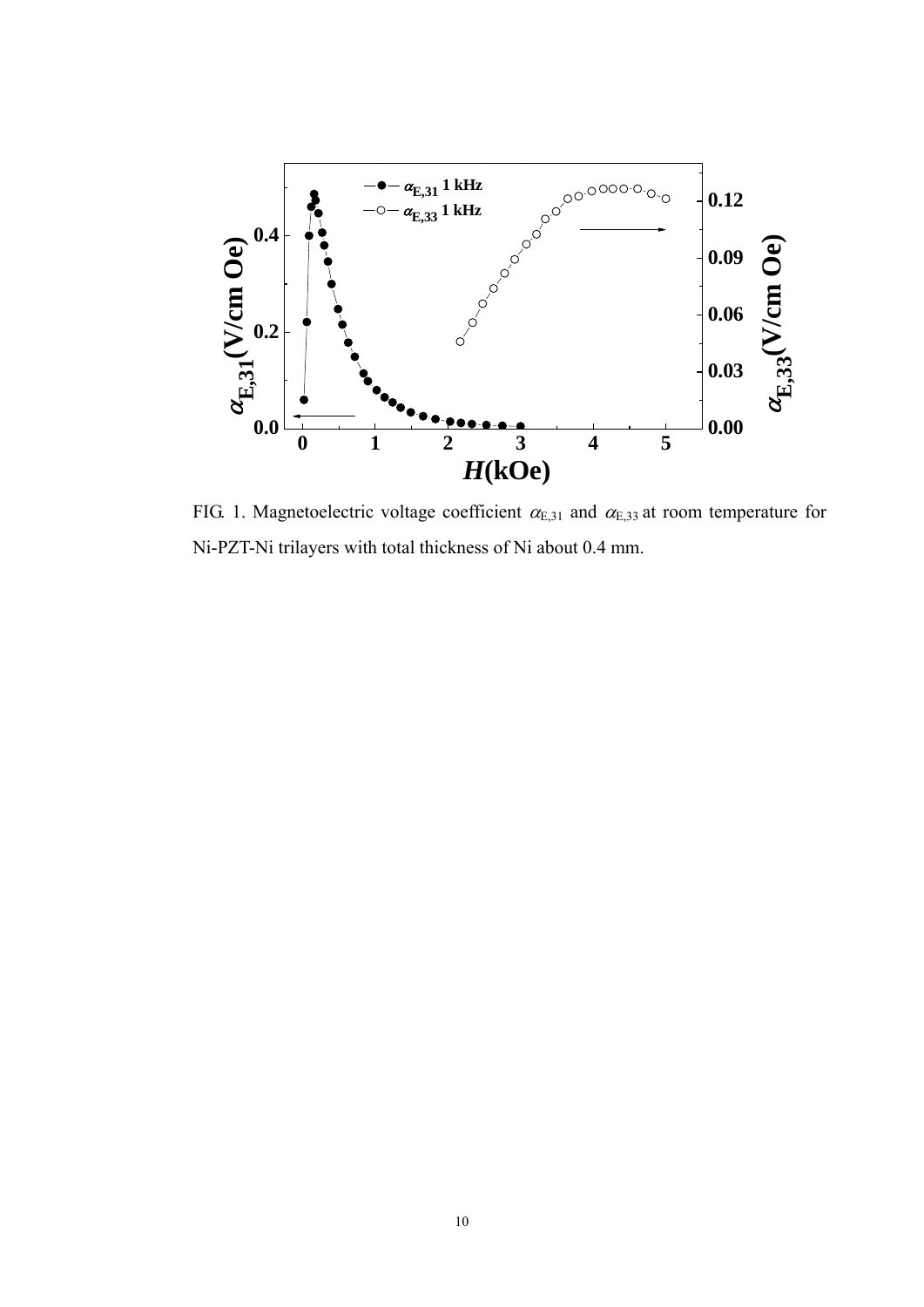$\alpha_{E,31}$ 1 kHz

$\alpha_{E,33}$ 1 kHz

$\alpha_{E,31}$(V/cm Oe)

0.0

0.2

0.4

$\alpha_{E,33}$(V/cm Oe)

0.00

0.03

0.06

0.09

0.12

0 1 2 3 4 5

$H$(kOe)

FIG. 1. Magnetoelectric voltage coefficient $\alpha_{E,31}$ and $\alpha_{E,33}$ at room temperature for Ni-PZT-Ni trilayers with total thickness of Ni about 0.4 mm.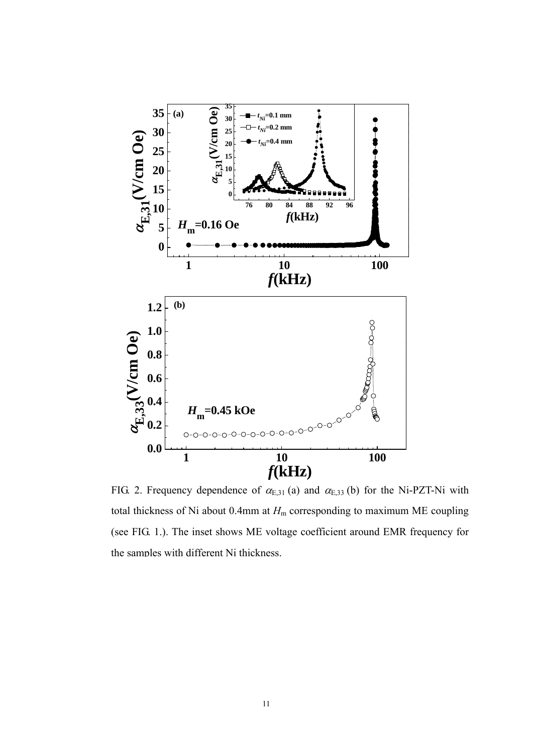(a)

35
30
25
20
15
10
5
0

$\alpha_{E,31}$(V/cm Oe)

$H_m$=0.16 Oe

1 10 100

$f$(kHz)

$t_{Ni}$=0.1 mm
$t_{Ni}$=0.2 mm
$t_{Ni}$=0.4 mm

35 30 25 20 15 10 5 0

$\alpha_{E,31}$(V/cm Oe)

76 80 84 88 92 96

$f$(kHz)

(b)

1.2
1.0
0.8
0.6
0.4
0.2
0.0

$\alpha_{E,33}$(V/cm Oe)

$H_m$=0.45 kOe

1 10 100

$f$(kHz)

FIG. 2. Frequency dependence of $\alpha_{E,31}$ (a) and $\alpha_{E,33}$ (b) for the Ni-PZT-Ni with total thickness of Ni about 0.4mm at $H_m$ corresponding to maximum ME coupling (see FIG. 1.). The inset shows ME voltage coefficient around EMR frequency for the samples with different Ni thickness.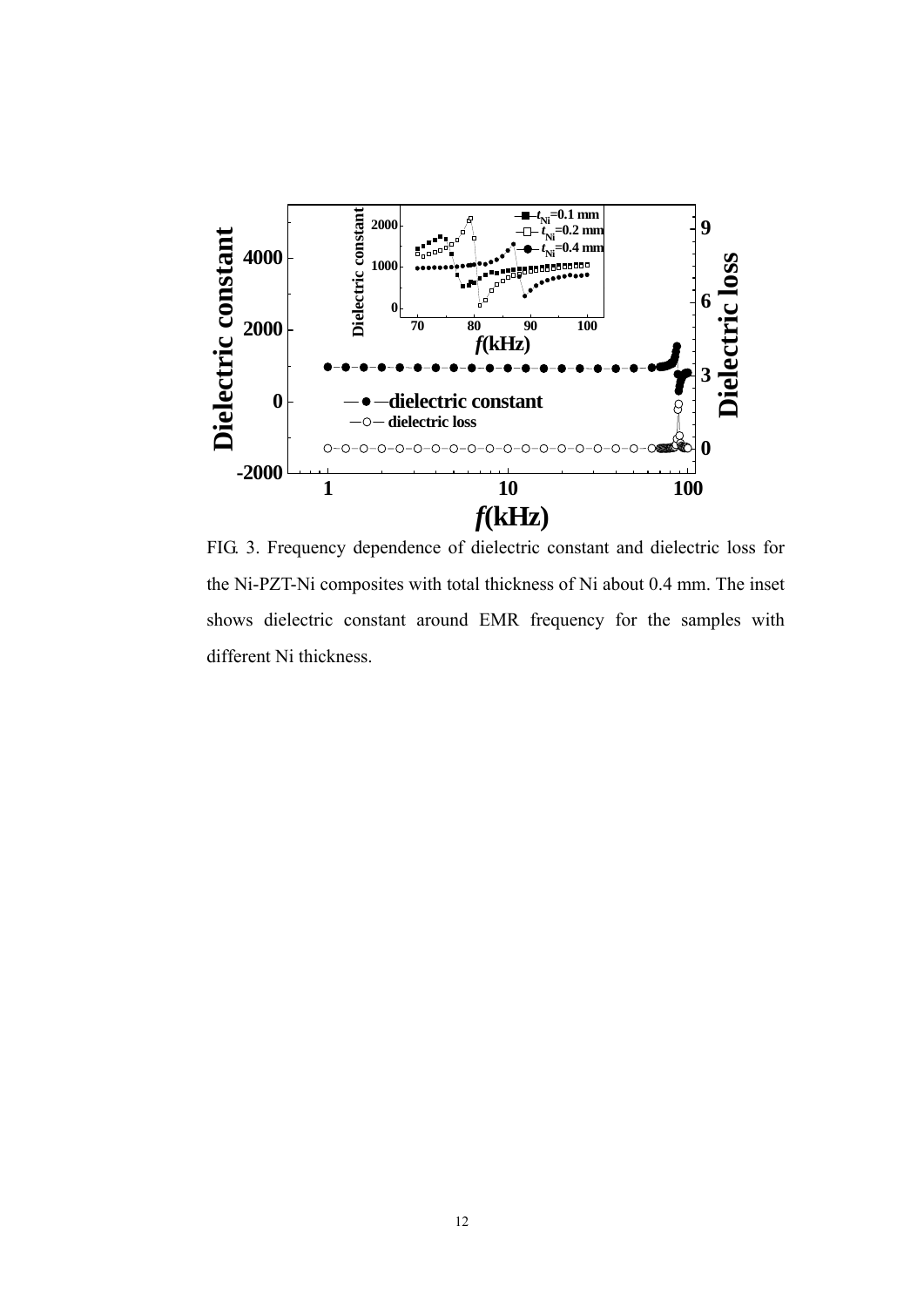Dielectric constant

4000

2000

0

-2000

1

10

100

*f*(kHz)

Dielectric loss

9

6

3

0

—●—dielectric constant

—○— dielectric loss

Dielectric constant

2000

1000

0

70

80

90

100

*f*(kHz)

$t_{Ni}$=0.1 mm

$t_{Ni}$=0.2 mm

$t_{Ni}$=0.4 mm

FIG. 3. Frequency dependence of dielectric constant and dielectric loss for the Ni-PZT-Ni composites with total thickness of Ni about 0.4 mm. The inset shows dielectric constant around EMR frequency for the samples with different Ni thickness.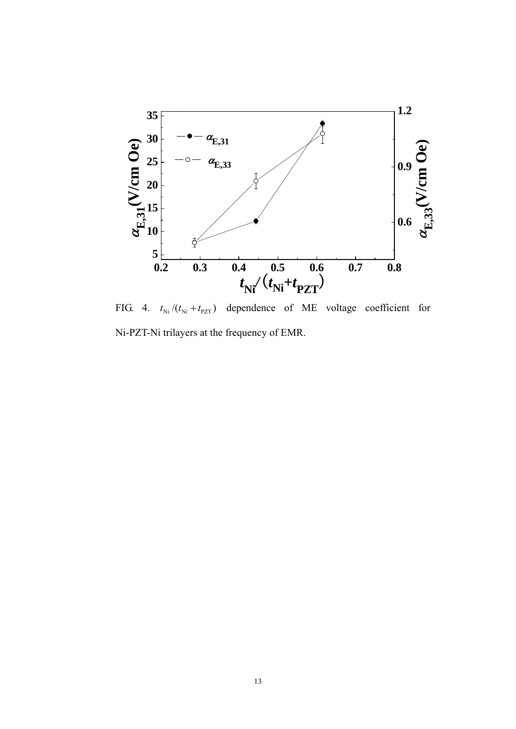$\alpha_{E,31}$ (V/cm Oe)

35
30
25
20
15
10
5

$\alpha_{E,33}$ (V/cm Oe)

1.2
0.9
0.6

0.2 0.3 0.4 0.5 0.6 0.7 0.8

$t_{Ni}/(t_{Ni}+t_{PZT})$

$\alpha_{E,31}$

$\alpha_{E,33}$

FIG. 4. $t_{\mathrm{Ni}}/(t_{\mathrm{N}i}+t_{\mathrm{PZT}})$ dependence of ME voltage coefficient for Ni-PZT-Ni trilayers at the frequency of EMR.